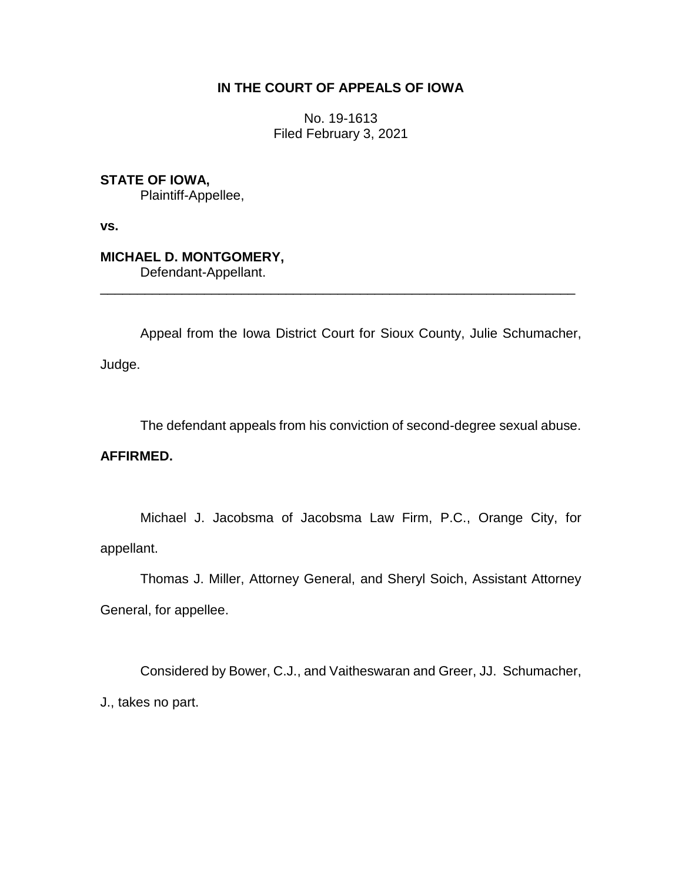# IN THE COURT OF APPEALS OF IOWA

No. 19-1613
Filed February 3, 2021

**STATE OF IOWA,**
Plaintiff-Appellee,

**vs.**

**MICHAEL D. MONTGOMERY,**
Defendant-Appellant.

---

Appeal from the Iowa District Court for Sioux County, Julie Schumacher, Judge.

The defendant appeals from his conviction of second-degree sexual abuse.

**AFFIRMED.**

Michael J. Jacobsma of Jacobsma Law Firm, P.C., Orange City, for appellant.

Thomas J. Miller, Attorney General, and Sheryl Soich, Assistant Attorney General, for appellee.

Considered by Bower, C.J., and Vaitheswaran and Greer, JJ. Schumacher, J., takes no part.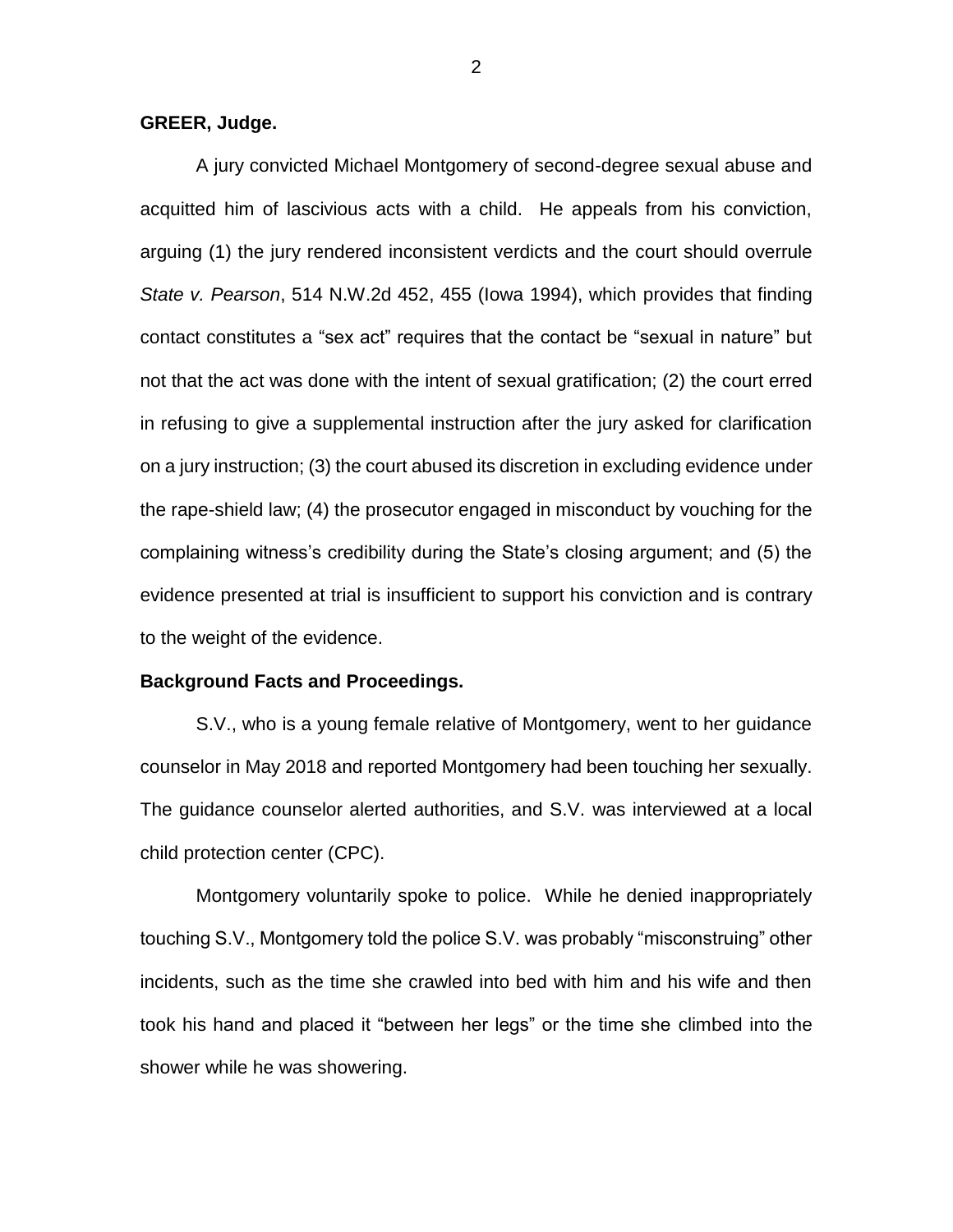**GREER, Judge.**

A jury convicted Michael Montgomery of second-degree sexual abuse and acquitted him of lascivious acts with a child. He appeals from his conviction, arguing (1) the jury rendered inconsistent verdicts and the court should overrule *State v. Pearson*, 514 N.W.2d 452, 455 (Iowa 1994), which provides that finding contact constitutes a "sex act" requires that the contact be "sexual in nature" but not that the act was done with the intent of sexual gratification; (2) the court erred in refusing to give a supplemental instruction after the jury asked for clarification on a jury instruction; (3) the court abused its discretion in excluding evidence under the rape-shield law; (4) the prosecutor engaged in misconduct by vouching for the complaining witness's credibility during the State's closing argument; and (5) the evidence presented at trial is insufficient to support his conviction and is contrary to the weight of the evidence.

**Background Facts and Proceedings.**

S.V., who is a young female relative of Montgomery, went to her guidance counselor in May 2018 and reported Montgomery had been touching her sexually. The guidance counselor alerted authorities, and S.V. was interviewed at a local child protection center (CPC).

Montgomery voluntarily spoke to police. While he denied inappropriately touching S.V., Montgomery told the police S.V. was probably "misconstruing" other incidents, such as the time she crawled into bed with him and his wife and then took his hand and placed it "between her legs" or the time she climbed into the shower while he was showering.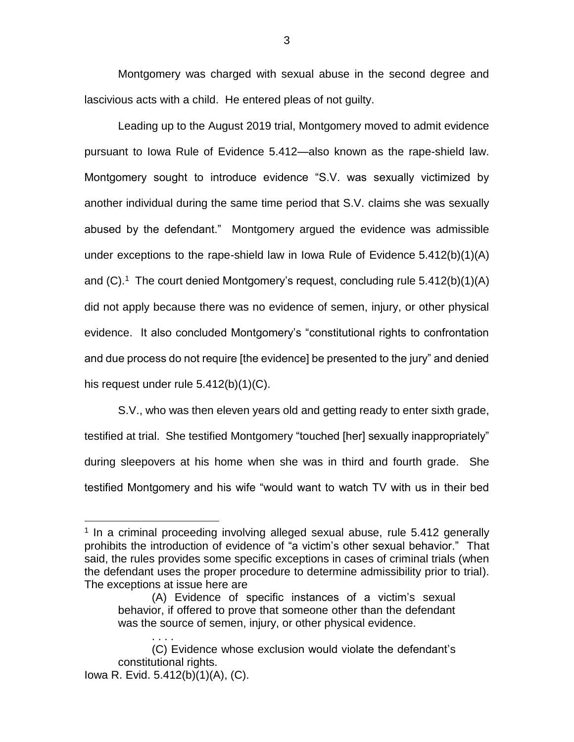Montgomery was charged with sexual abuse in the second degree and lascivious acts with a child. He entered pleas of not guilty.

Leading up to the August 2019 trial, Montgomery moved to admit evidence pursuant to Iowa Rule of Evidence 5.412—also known as the rape-shield law. Montgomery sought to introduce evidence "S.V. was sexually victimized by another individual during the same time period that S.V. claims she was sexually abused by the defendant." Montgomery argued the evidence was admissible under exceptions to the rape-shield law in Iowa Rule of Evidence 5.412(b)(1)(A) and (C).[1] The court denied Montgomery's request, concluding rule 5.412(b)(1)(A) did not apply because there was no evidence of semen, injury, or other physical evidence. It also concluded Montgomery's "constitutional rights to confrontation and due process do not require [the evidence] be presented to the jury" and denied his request under rule 5.412(b)(1)(C).

S.V., who was then eleven years old and getting ready to enter sixth grade, testified at trial. She testified Montgomery "touched [her] sexually inappropriately" during sleepovers at his home when she was in third and fourth grade. She testified Montgomery and his wife "would want to watch TV with us in their bed

---

[1] In a criminal proceeding involving alleged sexual abuse, rule 5.412 generally prohibits the introduction of evidence of "a victim's other sexual behavior." That said, the rules provides some specific exceptions in cases of criminal trials (when the defendant uses the proper procedure to determine admissibility prior to trial). The exceptions at issue here are

> (A) Evidence of specific instances of a victim's sexual behavior, if offered to prove that someone other than the defendant was the source of semen, injury, or other physical evidence.
>
> . . . .
>
> (C) Evidence whose exclusion would violate the defendant's constitutional rights.

Iowa R. Evid. 5.412(b)(1)(A), (C).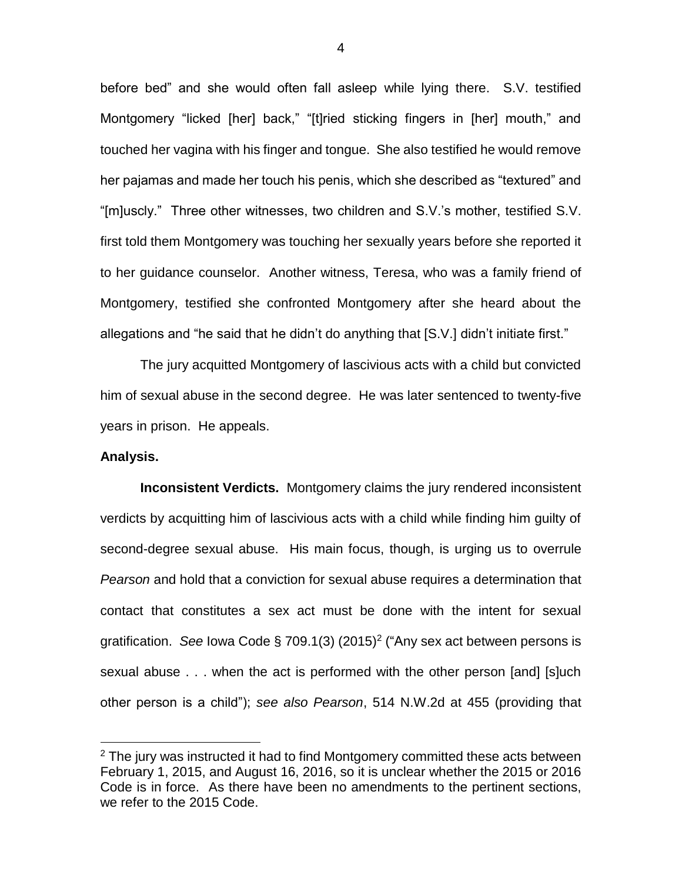before bed" and she would often fall asleep while lying there. S.V. testified Montgomery "licked [her] back," "[t]ried sticking fingers in [her] mouth," and touched her vagina with his finger and tongue. She also testified he would remove her pajamas and made her touch his penis, which she described as "textured" and "[m]uscly." Three other witnesses, two children and S.V.'s mother, testified S.V. first told them Montgomery was touching her sexually years before she reported it to her guidance counselor. Another witness, Teresa, who was a family friend of Montgomery, testified she confronted Montgomery after she heard about the allegations and "he said that he didn't do anything that [S.V.] didn't initiate first."

The jury acquitted Montgomery of lascivious acts with a child but convicted him of sexual abuse in the second degree. He was later sentenced to twenty-five years in prison. He appeals.

**Analysis.**

**Inconsistent Verdicts.** Montgomery claims the jury rendered inconsistent verdicts by acquitting him of lascivious acts with a child while finding him guilty of second-degree sexual abuse. His main focus, though, is urging us to overrule *Pearson* and hold that a conviction for sexual abuse requires a determination that contact that constitutes a sex act must be done with the intent for sexual gratification. *See* Iowa Code § 709.1(3) (2015)[2] ("Any sex act between persons is sexual abuse . . . when the act is performed with the other person [and] [s]uch other person is a child"); *see also Pearson*, 514 N.W.2d at 455 (providing that

[2] The jury was instructed it had to find Montgomery committed these acts between February 1, 2015, and August 16, 2016, so it is unclear whether the 2015 or 2016 Code is in force. As there have been no amendments to the pertinent sections, we refer to the 2015 Code.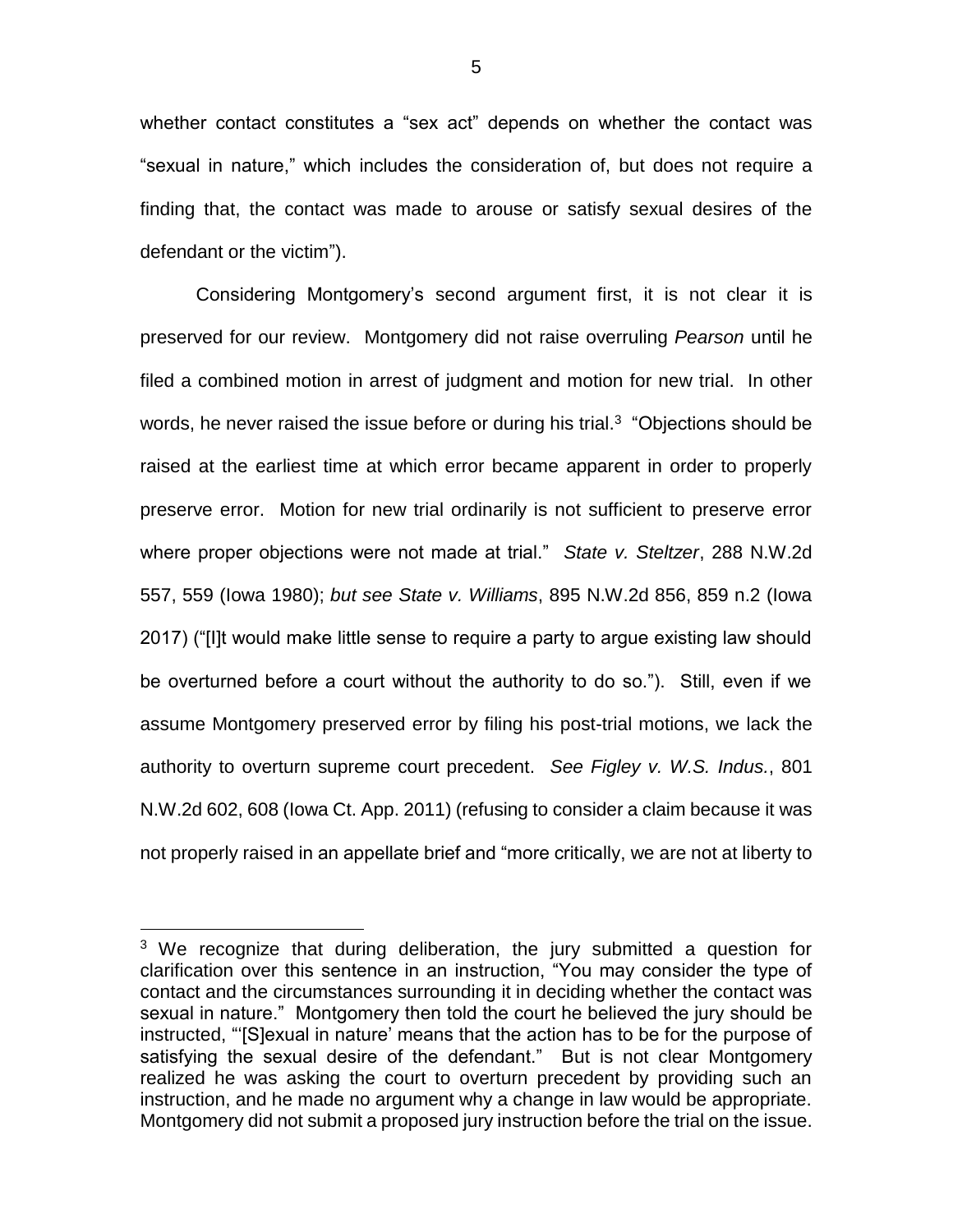whether contact constitutes a "sex act" depends on whether the contact was "sexual in nature," which includes the consideration of, but does not require a finding that, the contact was made to arouse or satisfy sexual desires of the defendant or the victim").

Considering Montgomery's second argument first, it is not clear it is preserved for our review. Montgomery did not raise overruling *Pearson* until he filed a combined motion in arrest of judgment and motion for new trial. In other words, he never raised the issue before or during his trial.[3] "Objections should be raised at the earliest time at which error became apparent in order to properly preserve error. Motion for new trial ordinarily is not sufficient to preserve error where proper objections were not made at trial." *State v. Steltzer*, 288 N.W.2d 557, 559 (Iowa 1980); *but see State v. Williams*, 895 N.W.2d 856, 859 n.2 (Iowa 2017) ("[I]t would make little sense to require a party to argue existing law should be overturned before a court without the authority to do so."). Still, even if we assume Montgomery preserved error by filing his post-trial motions, we lack the authority to overturn supreme court precedent. *See Figley v. W.S. Indus.*, 801 N.W.2d 602, 608 (Iowa Ct. App. 2011) (refusing to consider a claim because it was not properly raised in an appellate brief and "more critically, we are not at liberty to

[3] We recognize that during deliberation, the jury submitted a question for clarification over this sentence in an instruction, "You may consider the type of contact and the circumstances surrounding it in deciding whether the contact was sexual in nature." Montgomery then told the court he believed the jury should be instructed, "'[S]exual in nature' means that the action has to be for the purpose of satisfying the sexual desire of the defendant." But is not clear Montgomery realized he was asking the court to overturn precedent by providing such an instruction, and he made no argument why a change in law would be appropriate. Montgomery did not submit a proposed jury instruction before the trial on the issue.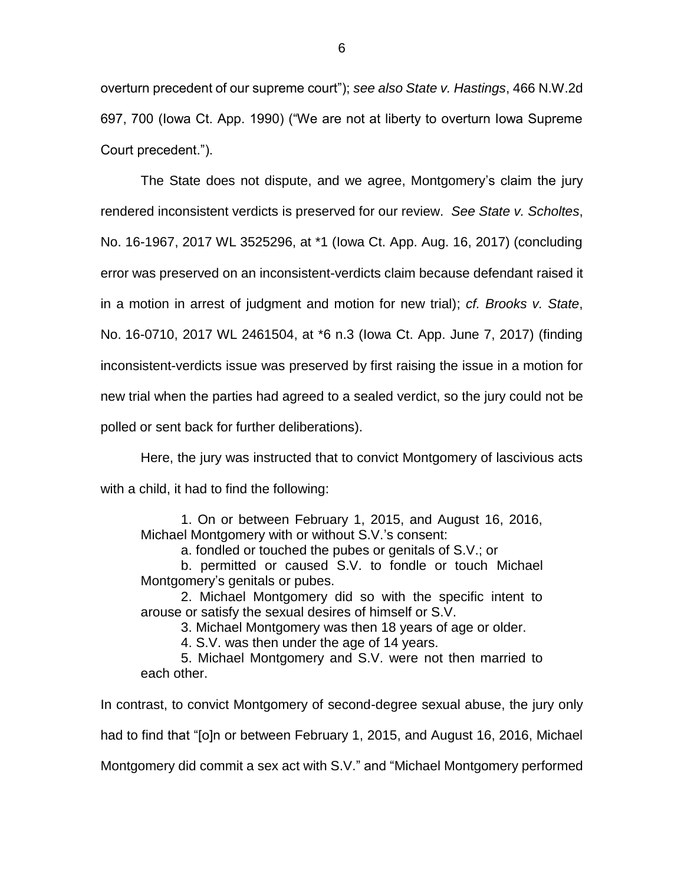overturn precedent of our supreme court"); *see also State v. Hastings*, 466 N.W.2d 697, 700 (Iowa Ct. App. 1990) ("We are not at liberty to overturn Iowa Supreme Court precedent.").

The State does not dispute, and we agree, Montgomery's claim the jury rendered inconsistent verdicts is preserved for our review. *See State v. Scholtes*, No. 16-1967, 2017 WL 3525296, at *1 (Iowa Ct. App. Aug. 16, 2017) (concluding error was preserved on an inconsistent-verdicts claim because defendant raised it in a motion in arrest of judgment and motion for new trial); *cf. Brooks v. State*, No. 16-0710, 2017 WL 2461504, at *6 n.3 (Iowa Ct. App. June 7, 2017) (finding inconsistent-verdicts issue was preserved by first raising the issue in a motion for new trial when the parties had agreed to a sealed verdict, so the jury could not be polled or sent back for further deliberations).

Here, the jury was instructed that to convict Montgomery of lascivious acts with a child, it had to find the following:

> 1. On or between February 1, 2015, and August 16, 2016, Michael Montgomery with or without S.V.'s consent:
>
> a. fondled or touched the pubes or genitals of S.V.; or
>
> b. permitted or caused S.V. to fondle or touch Michael Montgomery's genitals or pubes.
>
> 2. Michael Montgomery did so with the specific intent to arouse or satisfy the sexual desires of himself or S.V.
>
> 3. Michael Montgomery was then 18 years of age or older.
>
> 4. S.V. was then under the age of 14 years.
>
> 5. Michael Montgomery and S.V. were not then married to each other.

In contrast, to convict Montgomery of second-degree sexual abuse, the jury only had to find that "[o]n or between February 1, 2015, and August 16, 2016, Michael Montgomery did commit a sex act with S.V." and "Michael Montgomery performed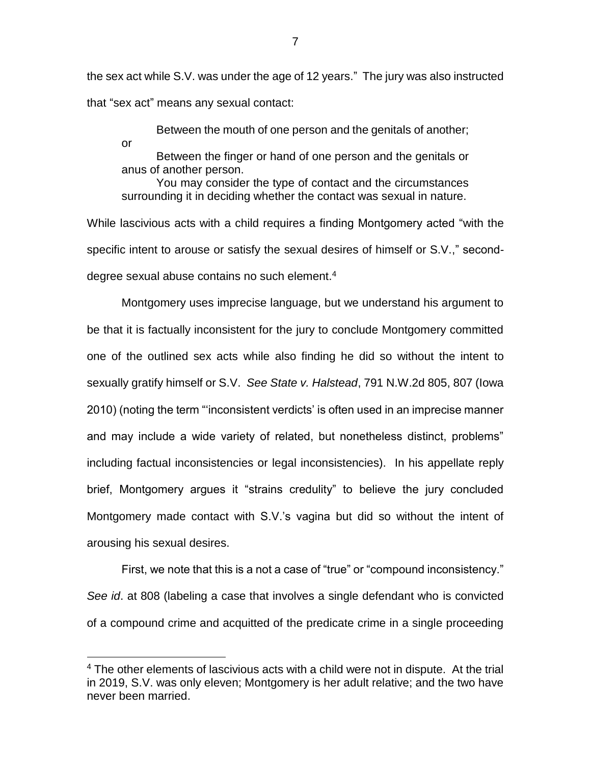the sex act while S.V. was under the age of 12 years." The jury was also instructed that "sex act" means any sexual contact:

> Between the mouth of one person and the genitals of another; or
>
> Between the finger or hand of one person and the genitals or anus of another person.
>
> You may consider the type of contact and the circumstances surrounding it in deciding whether the contact was sexual in nature.

While lascivious acts with a child requires a finding Montgomery acted "with the specific intent to arouse or satisfy the sexual desires of himself or S.V.," second-degree sexual abuse contains no such element.[4]

Montgomery uses imprecise language, but we understand his argument to be that it is factually inconsistent for the jury to conclude Montgomery committed one of the outlined sex acts while also finding he did so without the intent to sexually gratify himself or S.V. *See State v. Halstead*, 791 N.W.2d 805, 807 (Iowa 2010) (noting the term "'inconsistent verdicts' is often used in an imprecise manner and may include a wide variety of related, but nonetheless distinct, problems" including factual inconsistencies or legal inconsistencies). In his appellate reply brief, Montgomery argues it "strains credulity" to believe the jury concluded Montgomery made contact with S.V.'s vagina but did so without the intent of arousing his sexual desires.

First, we note that this is a not a case of "true" or "compound inconsistency." *See id*. at 808 (labeling a case that involves a single defendant who is convicted of a compound crime and acquitted of the predicate crime in a single proceeding

---

[4] The other elements of lascivious acts with a child were not in dispute. At the trial in 2019, S.V. was only eleven; Montgomery is her adult relative; and the two have never been married.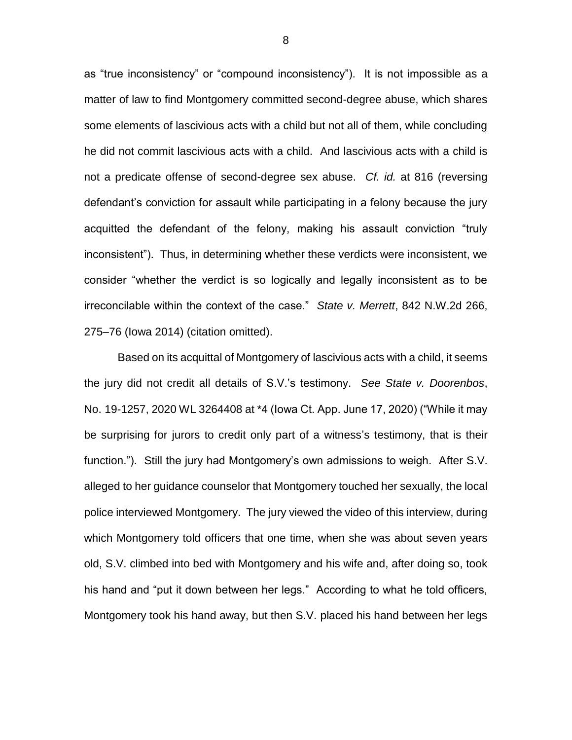as "true inconsistency" or "compound inconsistency"). It is not impossible as a matter of law to find Montgomery committed second-degree abuse, which shares some elements of lascivious acts with a child but not all of them, while concluding he did not commit lascivious acts with a child. And lascivious acts with a child is not a predicate offense of second-degree sex abuse. *Cf. id.* at 816 (reversing defendant's conviction for assault while participating in a felony because the jury acquitted the defendant of the felony, making his assault conviction "truly inconsistent"). Thus, in determining whether these verdicts were inconsistent, we consider "whether the verdict is so logically and legally inconsistent as to be irreconcilable within the context of the case." *State v. Merrett*, 842 N.W.2d 266, 275–76 (Iowa 2014) (citation omitted).

Based on its acquittal of Montgomery of lascivious acts with a child, it seems the jury did not credit all details of S.V.'s testimony. *See State v. Doorenbos*, No. 19-1257, 2020 WL 3264408 at *4 (Iowa Ct. App. June 17, 2020) ("While it may be surprising for jurors to credit only part of a witness's testimony, that is their function."). Still the jury had Montgomery's own admissions to weigh. After S.V. alleged to her guidance counselor that Montgomery touched her sexually, the local police interviewed Montgomery. The jury viewed the video of this interview, during which Montgomery told officers that one time, when she was about seven years old, S.V. climbed into bed with Montgomery and his wife and, after doing so, took his hand and "put it down between her legs." According to what he told officers, Montgomery took his hand away, but then S.V. placed his hand between her legs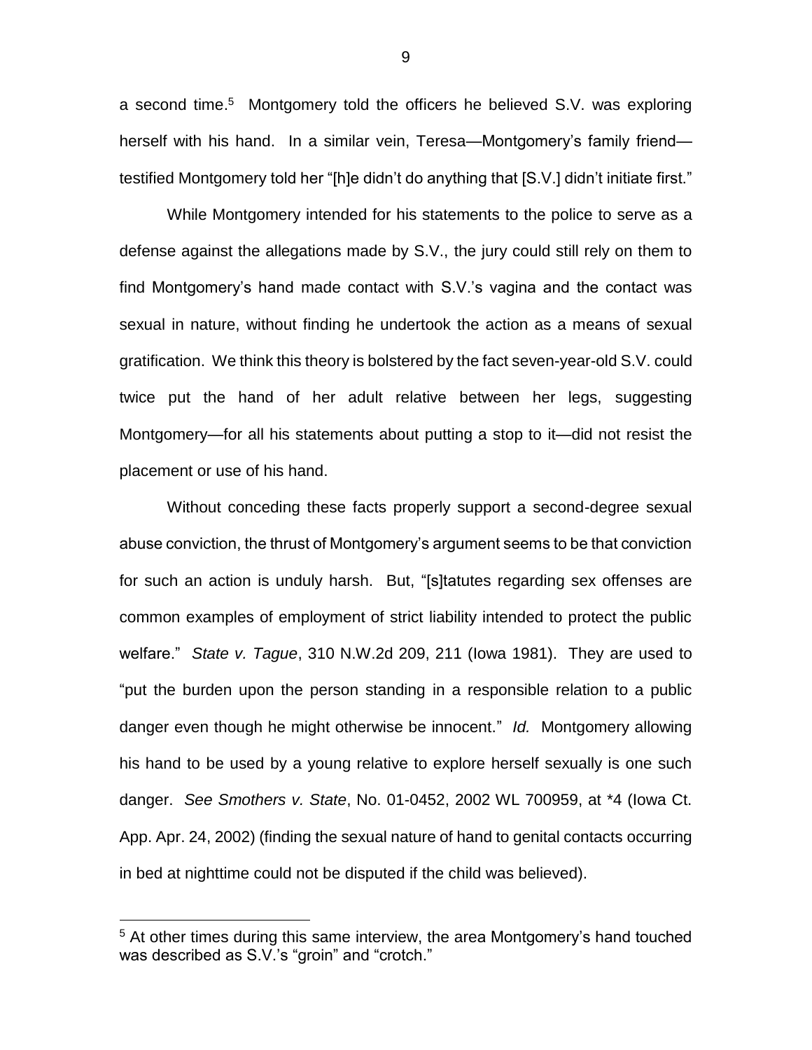a second time.[5] Montgomery told the officers he believed S.V. was exploring herself with his hand. In a similar vein, Teresa—Montgomery's family friend—testified Montgomery told her "[h]e didn't do anything that [S.V.] didn't initiate first."

While Montgomery intended for his statements to the police to serve as a defense against the allegations made by S.V., the jury could still rely on them to find Montgomery's hand made contact with S.V.'s vagina and the contact was sexual in nature, without finding he undertook the action as a means of sexual gratification. We think this theory is bolstered by the fact seven-year-old S.V. could twice put the hand of her adult relative between her legs, suggesting Montgomery—for all his statements about putting a stop to it—did not resist the placement or use of his hand.

Without conceding these facts properly support a second-degree sexual abuse conviction, the thrust of Montgomery's argument seems to be that conviction for such an action is unduly harsh. But, "[s]tatutes regarding sex offenses are common examples of employment of strict liability intended to protect the public welfare." *State v. Tague*, 310 N.W.2d 209, 211 (Iowa 1981). They are used to "put the burden upon the person standing in a responsible relation to a public danger even though he might otherwise be innocent." *Id.* Montgomery allowing his hand to be used by a young relative to explore herself sexually is one such danger. *See Smothers v. State*, No. 01-0452, 2002 WL 700959, at *4 (Iowa Ct. App. Apr. 24, 2002) (finding the sexual nature of hand to genital contacts occurring in bed at nighttime could not be disputed if the child was believed).

---

[5] At other times during this same interview, the area Montgomery's hand touched was described as S.V.'s "groin" and "crotch."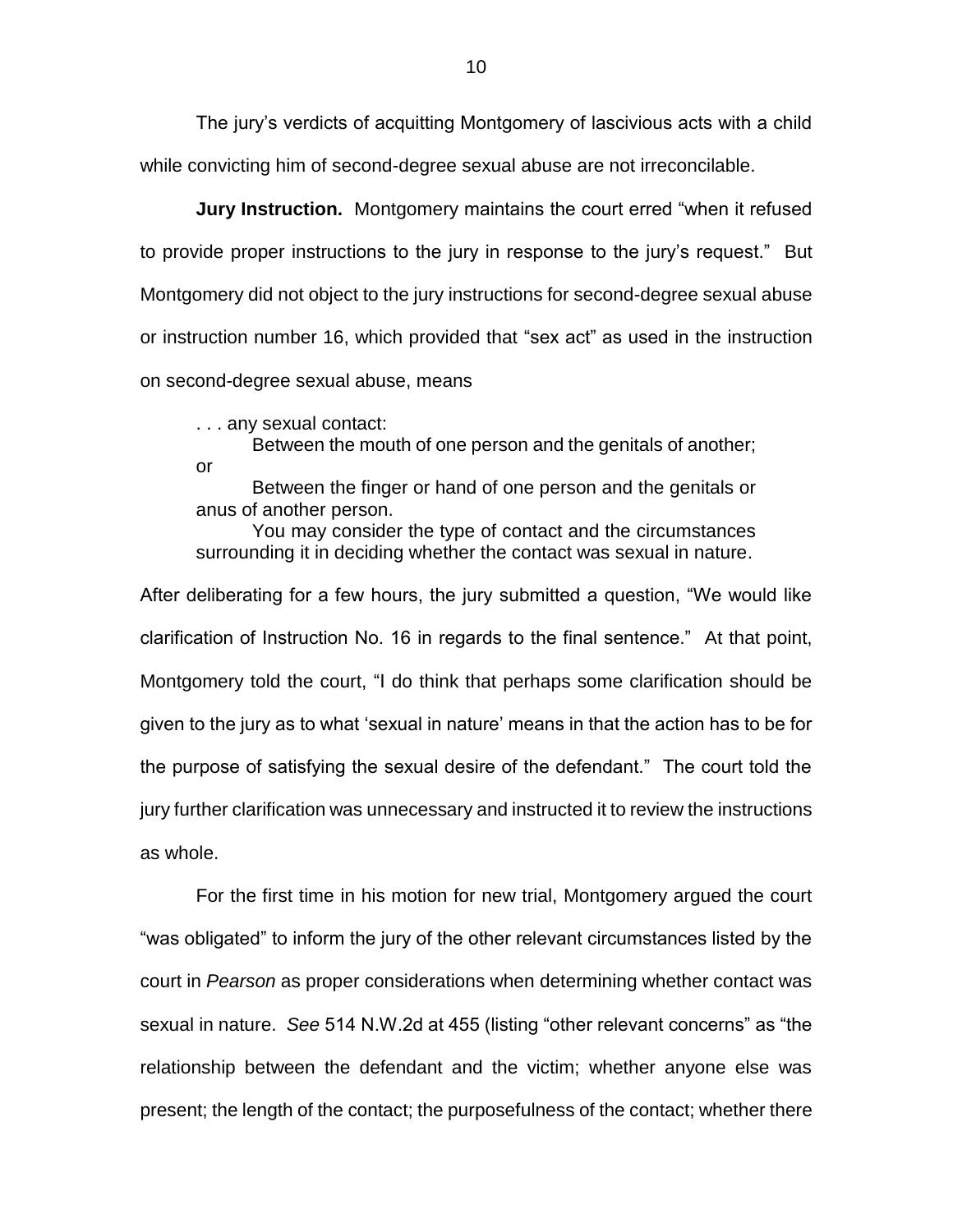The jury's verdicts of acquitting Montgomery of lascivious acts with a child while convicting him of second-degree sexual abuse are not irreconcilable.

**Jury Instruction.** Montgomery maintains the court erred "when it refused to provide proper instructions to the jury in response to the jury's request." But Montgomery did not object to the jury instructions for second-degree sexual abuse or instruction number 16, which provided that "sex act" as used in the instruction on second-degree sexual abuse, means

> . . . any sexual contact:
>
> Between the mouth of one person and the genitals of another; or
>
> Between the finger or hand of one person and the genitals or anus of another person.
>
> You may consider the type of contact and the circumstances surrounding it in deciding whether the contact was sexual in nature.

After deliberating for a few hours, the jury submitted a question, "We would like clarification of Instruction No. 16 in regards to the final sentence." At that point, Montgomery told the court, "I do think that perhaps some clarification should be given to the jury as to what 'sexual in nature' means in that the action has to be for the purpose of satisfying the sexual desire of the defendant." The court told the jury further clarification was unnecessary and instructed it to review the instructions as whole.

For the first time in his motion for new trial, Montgomery argued the court "was obligated" to inform the jury of the other relevant circumstances listed by the court in *Pearson* as proper considerations when determining whether contact was sexual in nature. *See* 514 N.W.2d at 455 (listing "other relevant concerns" as "the relationship between the defendant and the victim; whether anyone else was present; the length of the contact; the purposefulness of the contact; whether there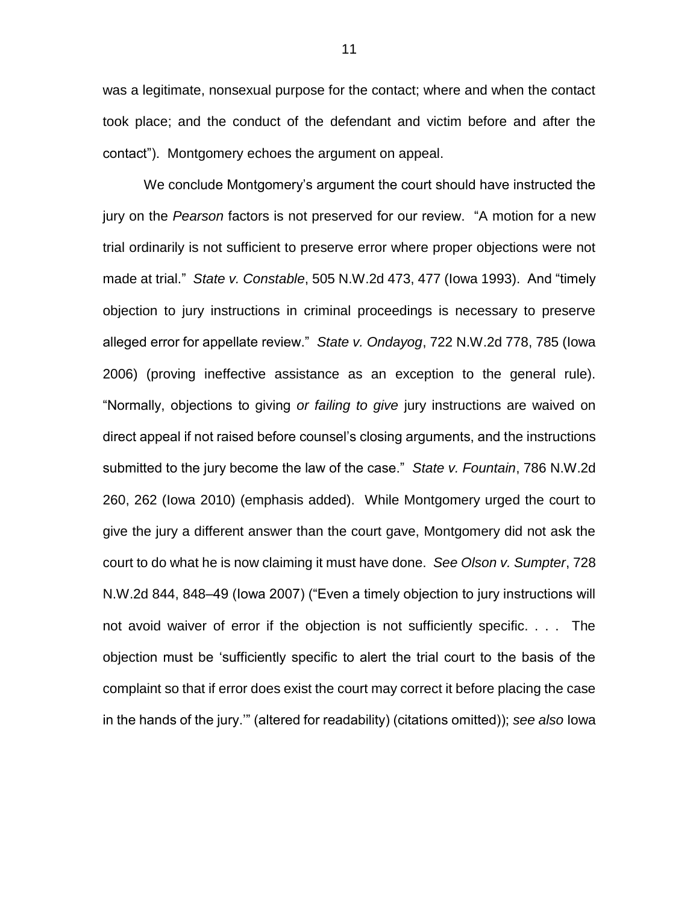was a legitimate, nonsexual purpose for the contact; where and when the contact took place; and the conduct of the defendant and victim before and after the contact"). Montgomery echoes the argument on appeal.

We conclude Montgomery's argument the court should have instructed the jury on the *Pearson* factors is not preserved for our review. "A motion for a new trial ordinarily is not sufficient to preserve error where proper objections were not made at trial." *State v. Constable*, 505 N.W.2d 473, 477 (Iowa 1993). And "timely objection to jury instructions in criminal proceedings is necessary to preserve alleged error for appellate review." *State v. Ondayog*, 722 N.W.2d 778, 785 (Iowa 2006) (proving ineffective assistance as an exception to the general rule). "Normally, objections to giving *or failing to give* jury instructions are waived on direct appeal if not raised before counsel's closing arguments, and the instructions submitted to the jury become the law of the case." *State v. Fountain*, 786 N.W.2d 260, 262 (Iowa 2010) (emphasis added). While Montgomery urged the court to give the jury a different answer than the court gave, Montgomery did not ask the court to do what he is now claiming it must have done. *See Olson v. Sumpter*, 728 N.W.2d 844, 848–49 (Iowa 2007) ("Even a timely objection to jury instructions will not avoid waiver of error if the objection is not sufficiently specific. . . . The objection must be 'sufficiently specific to alert the trial court to the basis of the complaint so that if error does exist the court may correct it before placing the case in the hands of the jury.'" (altered for readability) (citations omitted)); *see also* Iowa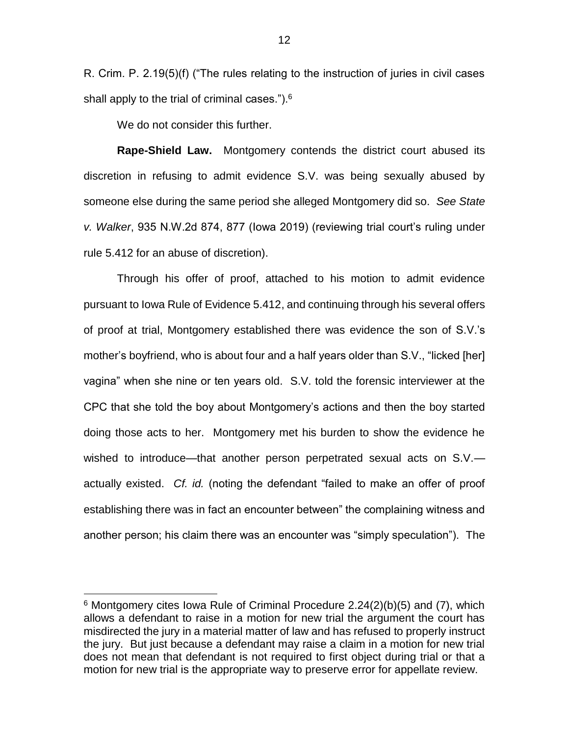R. Crim. P. 2.19(5)(f) ("The rules relating to the instruction of juries in civil cases shall apply to the trial of criminal cases.").[6]

We do not consider this further.

**Rape-Shield Law.** Montgomery contends the district court abused its discretion in refusing to admit evidence S.V. was being sexually abused by someone else during the same period she alleged Montgomery did so. *See State v. Walker*, 935 N.W.2d 874, 877 (Iowa 2019) (reviewing trial court's ruling under rule 5.412 for an abuse of discretion).

Through his offer of proof, attached to his motion to admit evidence pursuant to Iowa Rule of Evidence 5.412, and continuing through his several offers of proof at trial, Montgomery established there was evidence the son of S.V.'s mother's boyfriend, who is about four and a half years older than S.V., "licked [her] vagina" when she nine or ten years old. S.V. told the forensic interviewer at the CPC that she told the boy about Montgomery's actions and then the boy started doing those acts to her. Montgomery met his burden to show the evidence he wished to introduce—that another person perpetrated sexual acts on S.V.—actually existed. *Cf. id.* (noting the defendant "failed to make an offer of proof establishing there was in fact an encounter between" the complaining witness and another person; his claim there was an encounter was "simply speculation"). The

---

[6] Montgomery cites Iowa Rule of Criminal Procedure 2.24(2)(b)(5) and (7), which allows a defendant to raise in a motion for new trial the argument the court has misdirected the jury in a material matter of law and has refused to properly instruct the jury. But just because a defendant may raise a claim in a motion for new trial does not mean that defendant is not required to first object during trial or that a motion for new trial is the appropriate way to preserve error for appellate review.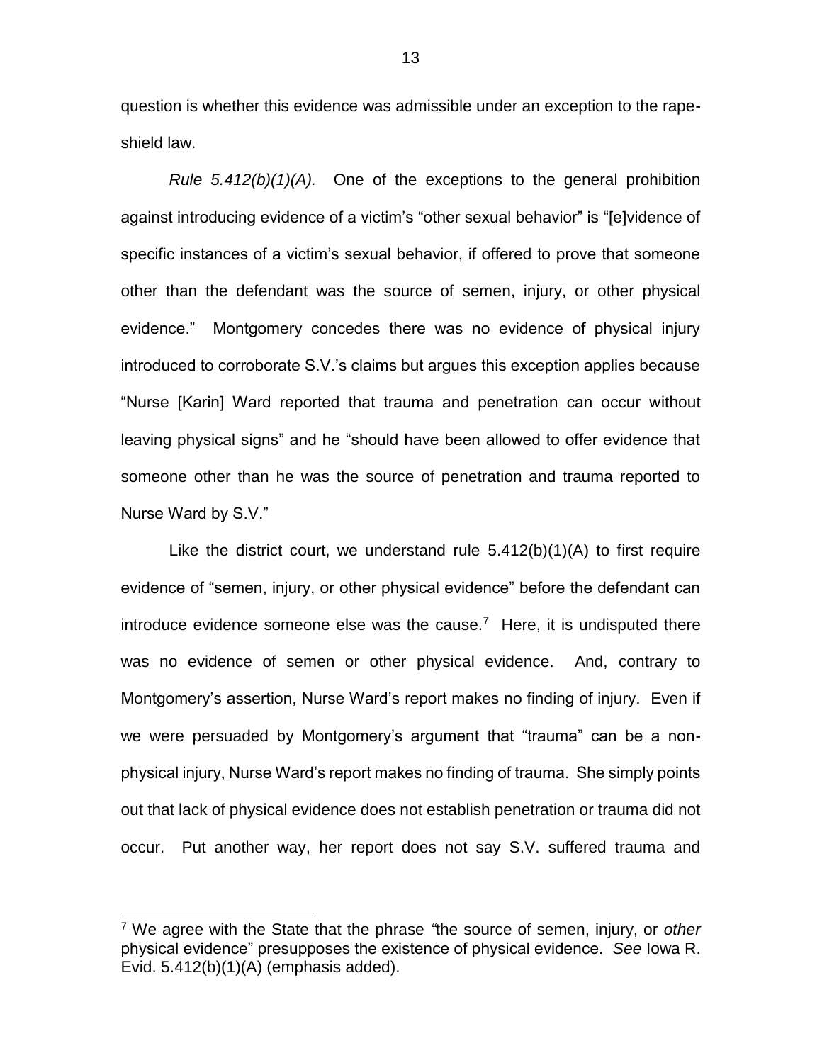question is whether this evidence was admissible under an exception to the rape-shield law.

*Rule 5.412(b)(1)(A).* One of the exceptions to the general prohibition against introducing evidence of a victim's "other sexual behavior" is "[e]vidence of specific instances of a victim's sexual behavior, if offered to prove that someone other than the defendant was the source of semen, injury, or other physical evidence." Montgomery concedes there was no evidence of physical injury introduced to corroborate S.V.'s claims but argues this exception applies because "Nurse [Karin] Ward reported that trauma and penetration can occur without leaving physical signs" and he "should have been allowed to offer evidence that someone other than he was the source of penetration and trauma reported to Nurse Ward by S.V."

Like the district court, we understand rule 5.412(b)(1)(A) to first require evidence of "semen, injury, or other physical evidence" before the defendant can introduce evidence someone else was the cause.[7] Here, it is undisputed there was no evidence of semen or other physical evidence. And, contrary to Montgomery's assertion, Nurse Ward's report makes no finding of injury. Even if we were persuaded by Montgomery's argument that "trauma" can be a non-physical injury, Nurse Ward's report makes no finding of trauma. She simply points out that lack of physical evidence does not establish penetration or trauma did not occur. Put another way, her report does not say S.V. suffered trauma and

---

[7] We agree with the State that the phrase "the source of semen, injury, or *other* physical evidence" presupposes the existence of physical evidence. *See* Iowa R. Evid. 5.412(b)(1)(A) (emphasis added).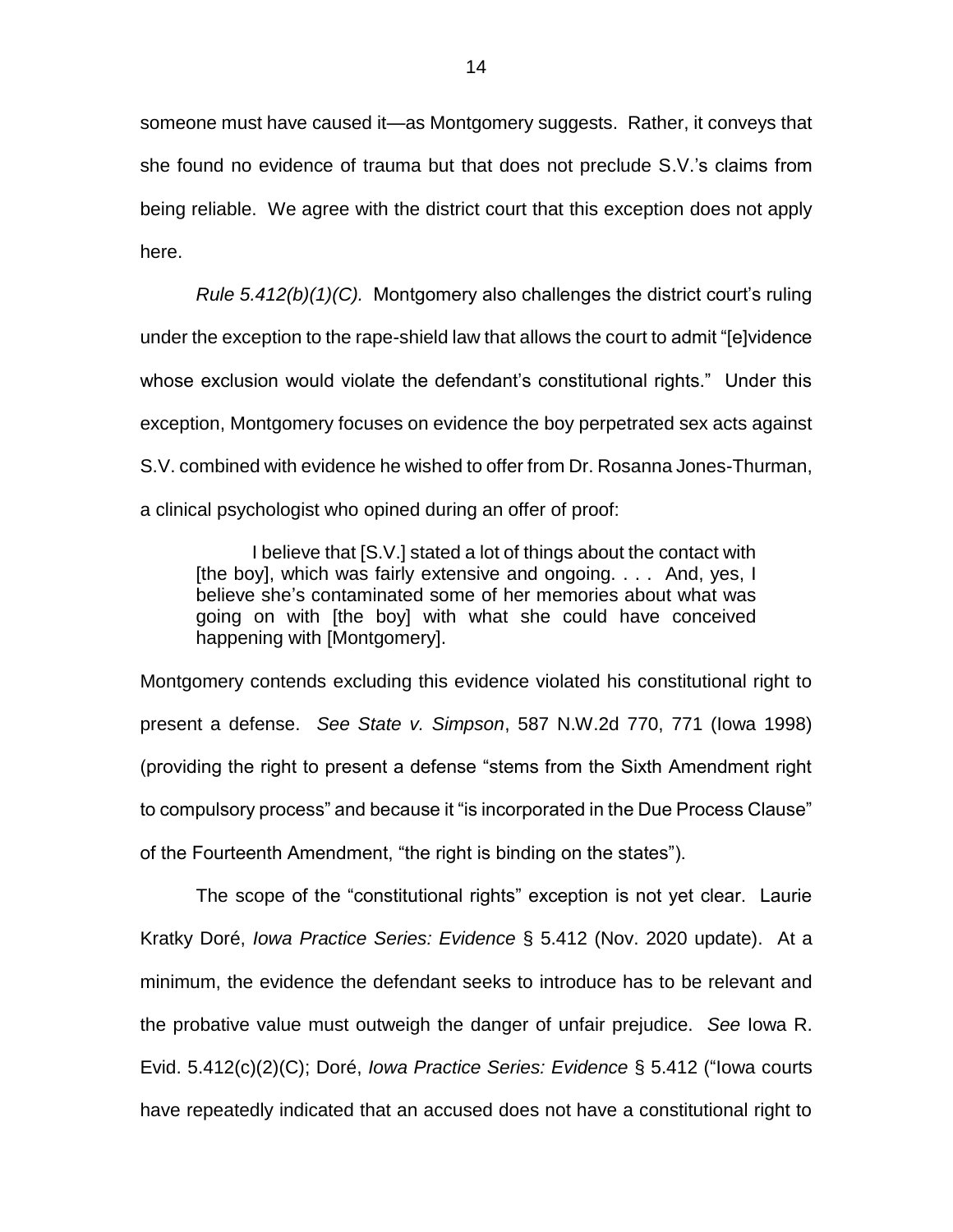someone must have caused it—as Montgomery suggests. Rather, it conveys that she found no evidence of trauma but that does not preclude S.V.'s claims from being reliable. We agree with the district court that this exception does not apply here.

*Rule 5.412(b)(1)(C).* Montgomery also challenges the district court's ruling under the exception to the rape-shield law that allows the court to admit "[e]vidence whose exclusion would violate the defendant's constitutional rights." Under this exception, Montgomery focuses on evidence the boy perpetrated sex acts against S.V. combined with evidence he wished to offer from Dr. Rosanna Jones-Thurman, a clinical psychologist who opined during an offer of proof:

> I believe that [S.V.] stated a lot of things about the contact with [the boy], which was fairly extensive and ongoing. . . . And, yes, I believe she's contaminated some of her memories about what was going on with [the boy] with what she could have conceived happening with [Montgomery].

Montgomery contends excluding this evidence violated his constitutional right to present a defense. *See State v. Simpson*, 587 N.W.2d 770, 771 (Iowa 1998) (providing the right to present a defense "stems from the Sixth Amendment right to compulsory process" and because it "is incorporated in the Due Process Clause" of the Fourteenth Amendment, "the right is binding on the states").

The scope of the "constitutional rights" exception is not yet clear. Laurie Kratky Doré, *Iowa Practice Series: Evidence* § 5.412 (Nov. 2020 update). At a minimum, the evidence the defendant seeks to introduce has to be relevant and the probative value must outweigh the danger of unfair prejudice. *See* Iowa R. Evid. 5.412(c)(2)(C); Doré, *Iowa Practice Series: Evidence* § 5.412 ("Iowa courts have repeatedly indicated that an accused does not have a constitutional right to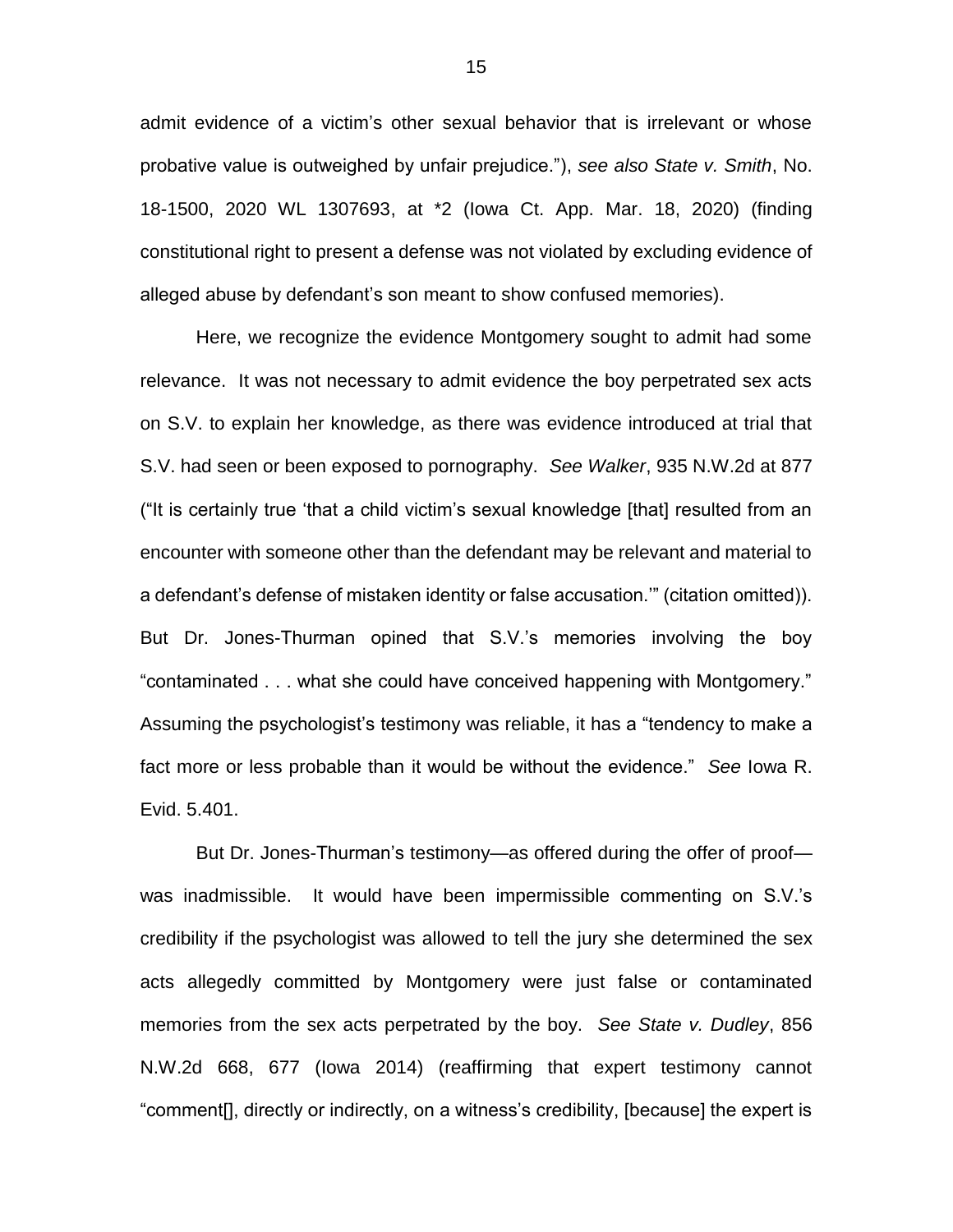admit evidence of a victim's other sexual behavior that is irrelevant or whose probative value is outweighed by unfair prejudice."), *see also State v. Smith*, No. 18-1500, 2020 WL 1307693, at *2 (Iowa Ct. App. Mar. 18, 2020) (finding constitutional right to present a defense was not violated by excluding evidence of alleged abuse by defendant's son meant to show confused memories).

Here, we recognize the evidence Montgomery sought to admit had some relevance. It was not necessary to admit evidence the boy perpetrated sex acts on S.V. to explain her knowledge, as there was evidence introduced at trial that S.V. had seen or been exposed to pornography. *See Walker*, 935 N.W.2d at 877 ("It is certainly true 'that a child victim's sexual knowledge [that] resulted from an encounter with someone other than the defendant may be relevant and material to a defendant's defense of mistaken identity or false accusation.'" (citation omitted)). But Dr. Jones-Thurman opined that S.V.'s memories involving the boy "contaminated . . . what she could have conceived happening with Montgomery." Assuming the psychologist's testimony was reliable, it has a "tendency to make a fact more or less probable than it would be without the evidence." *See* Iowa R. Evid. 5.401.

But Dr. Jones-Thurman's testimony—as offered during the offer of proof—was inadmissible. It would have been impermissible commenting on S.V.'s credibility if the psychologist was allowed to tell the jury she determined the sex acts allegedly committed by Montgomery were just false or contaminated memories from the sex acts perpetrated by the boy. *See State v. Dudley*, 856 N.W.2d 668, 677 (Iowa 2014) (reaffirming that expert testimony cannot "comment[], directly or indirectly, on a witness's credibility, [because] the expert is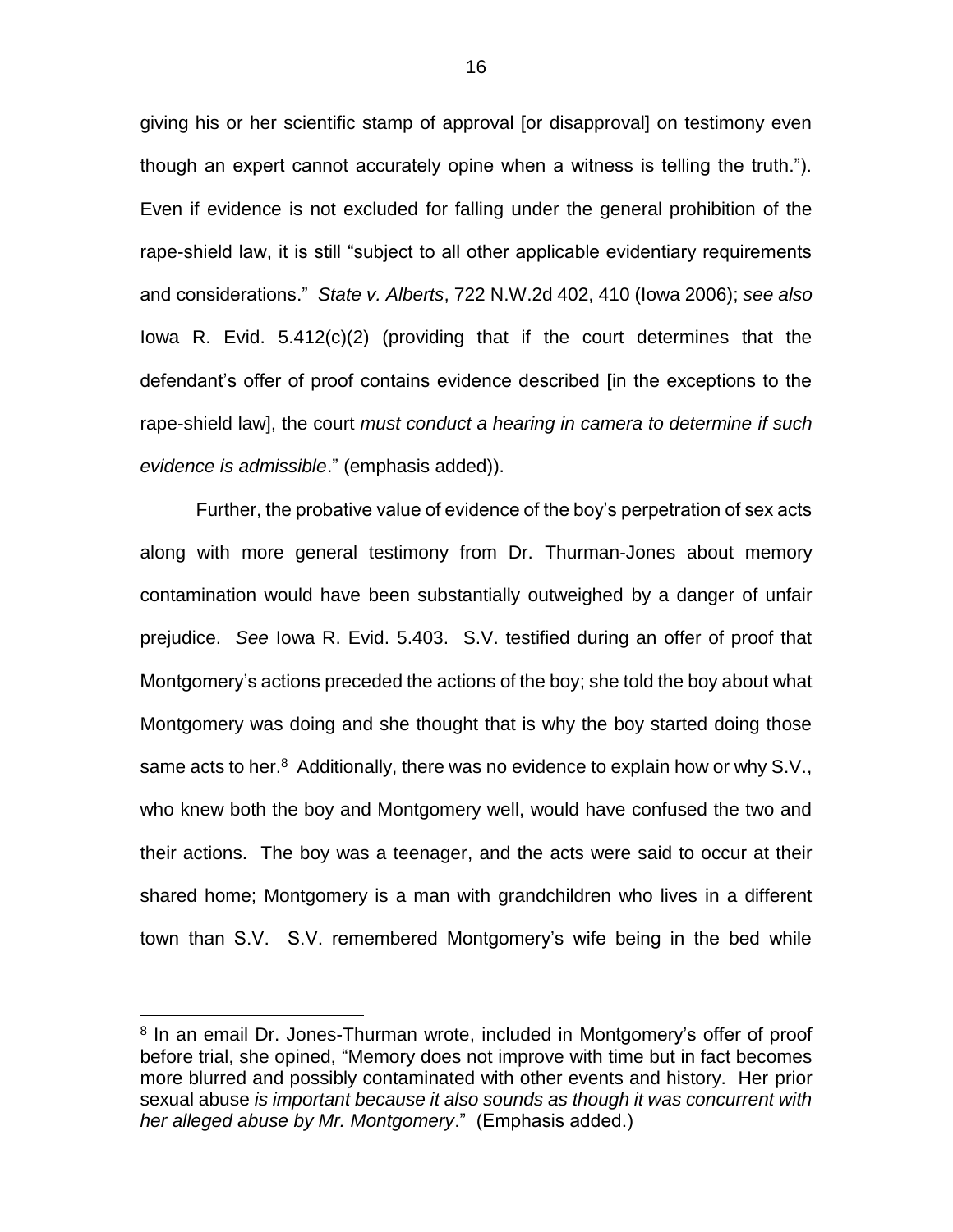giving his or her scientific stamp of approval [or disapproval] on testimony even though an expert cannot accurately opine when a witness is telling the truth."). Even if evidence is not excluded for falling under the general prohibition of the rape-shield law, it is still "subject to all other applicable evidentiary requirements and considerations." *State v. Alberts*, 722 N.W.2d 402, 410 (Iowa 2006); *see also* Iowa R. Evid. 5.412(c)(2) (providing that if the court determines that the defendant's offer of proof contains evidence described [in the exceptions to the rape-shield law], the court *must conduct a hearing in camera to determine if such evidence is admissible*." (emphasis added)).

Further, the probative value of evidence of the boy's perpetration of sex acts along with more general testimony from Dr. Thurman-Jones about memory contamination would have been substantially outweighed by a danger of unfair prejudice. *See* Iowa R. Evid. 5.403. S.V. testified during an offer of proof that Montgomery's actions preceded the actions of the boy; she told the boy about what Montgomery was doing and she thought that is why the boy started doing those same acts to her.[8] Additionally, there was no evidence to explain how or why S.V., who knew both the boy and Montgomery well, would have confused the two and their actions. The boy was a teenager, and the acts were said to occur at their shared home; Montgomery is a man with grandchildren who lives in a different town than S.V. S.V. remembered Montgomery's wife being in the bed while

[8] In an email Dr. Jones-Thurman wrote, included in Montgomery's offer of proof before trial, she opined, "Memory does not improve with time but in fact becomes more blurred and possibly contaminated with other events and history. Her prior sexual abuse *is important because it also sounds as though it was concurrent with her alleged abuse by Mr. Montgomery*." (Emphasis added.)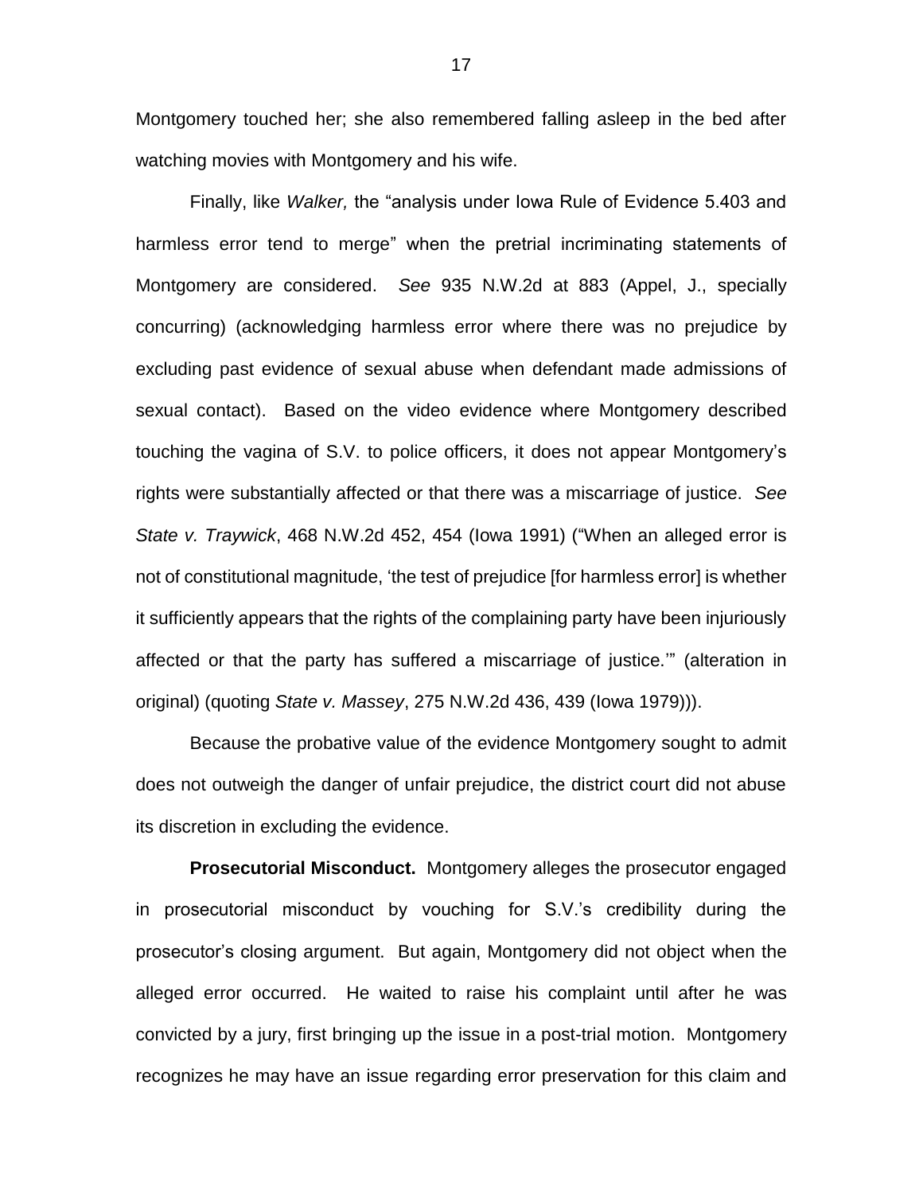Montgomery touched her; she also remembered falling asleep in the bed after watching movies with Montgomery and his wife.

Finally, like *Walker,* the "analysis under Iowa Rule of Evidence 5.403 and harmless error tend to merge" when the pretrial incriminating statements of Montgomery are considered. *See* 935 N.W.2d at 883 (Appel, J., specially concurring) (acknowledging harmless error where there was no prejudice by excluding past evidence of sexual abuse when defendant made admissions of sexual contact). Based on the video evidence where Montgomery described touching the vagina of S.V. to police officers, it does not appear Montgomery's rights were substantially affected or that there was a miscarriage of justice. *See State v. Traywick*, 468 N.W.2d 452, 454 (Iowa 1991) ("When an alleged error is not of constitutional magnitude, 'the test of prejudice [for harmless error] is whether it sufficiently appears that the rights of the complaining party have been injuriously affected or that the party has suffered a miscarriage of justice.'" (alteration in original) (quoting *State v. Massey*, 275 N.W.2d 436, 439 (Iowa 1979))).

Because the probative value of the evidence Montgomery sought to admit does not outweigh the danger of unfair prejudice, the district court did not abuse its discretion in excluding the evidence.

**Prosecutorial Misconduct.** Montgomery alleges the prosecutor engaged in prosecutorial misconduct by vouching for S.V.'s credibility during the prosecutor's closing argument. But again, Montgomery did not object when the alleged error occurred. He waited to raise his complaint until after he was convicted by a jury, first bringing up the issue in a post-trial motion. Montgomery recognizes he may have an issue regarding error preservation for this claim and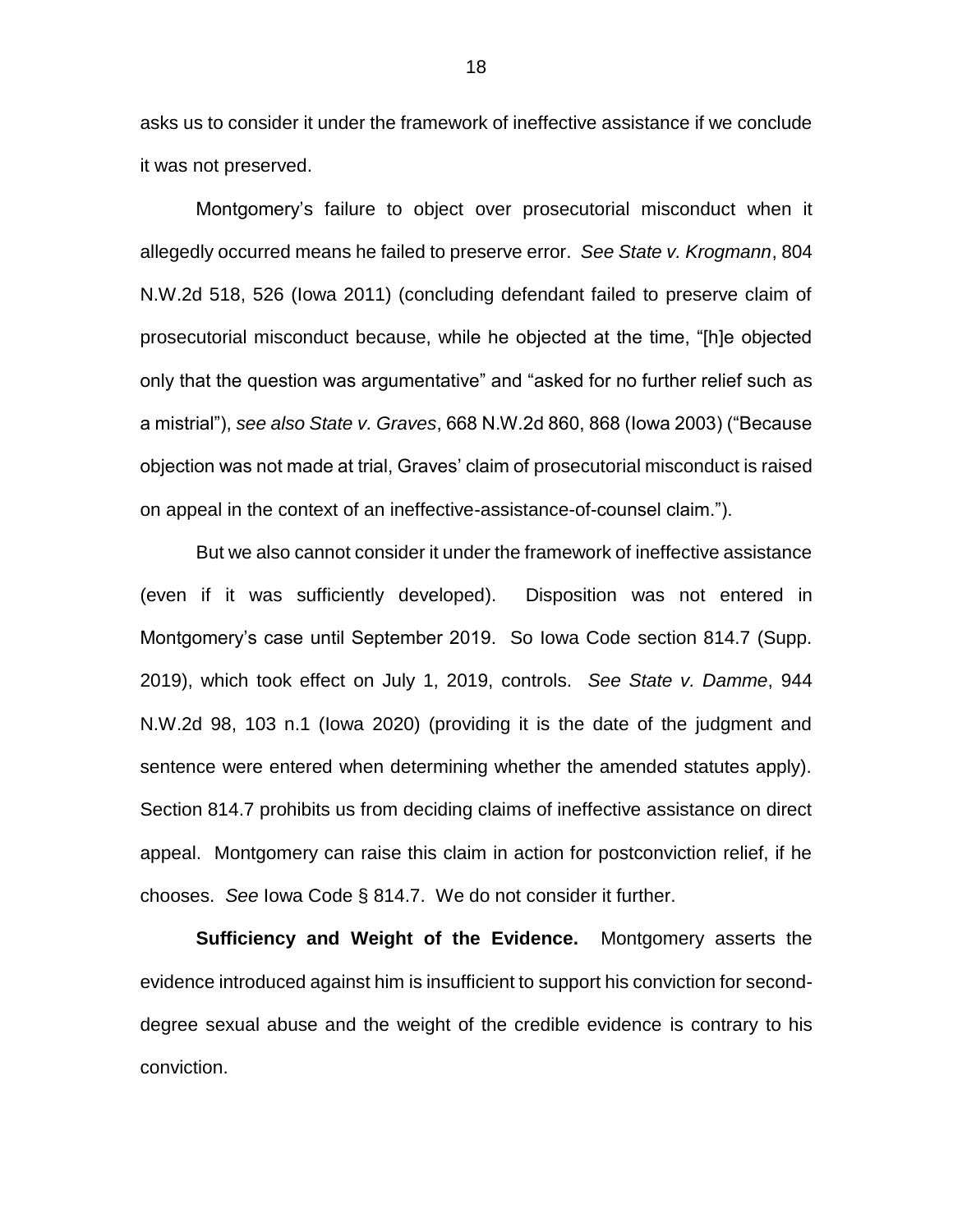asks us to consider it under the framework of ineffective assistance if we conclude it was not preserved.

Montgomery's failure to object over prosecutorial misconduct when it allegedly occurred means he failed to preserve error. *See State v. Krogmann*, 804 N.W.2d 518, 526 (Iowa 2011) (concluding defendant failed to preserve claim of prosecutorial misconduct because, while he objected at the time, "[h]e objected only that the question was argumentative" and "asked for no further relief such as a mistrial"), *see also State v. Graves*, 668 N.W.2d 860, 868 (Iowa 2003) ("Because objection was not made at trial, Graves' claim of prosecutorial misconduct is raised on appeal in the context of an ineffective-assistance-of-counsel claim.").

But we also cannot consider it under the framework of ineffective assistance (even if it was sufficiently developed). Disposition was not entered in Montgomery's case until September 2019. So Iowa Code section 814.7 (Supp. 2019), which took effect on July 1, 2019, controls. *See State v. Damme*, 944 N.W.2d 98, 103 n.1 (Iowa 2020) (providing it is the date of the judgment and sentence were entered when determining whether the amended statutes apply). Section 814.7 prohibits us from deciding claims of ineffective assistance on direct appeal. Montgomery can raise this claim in action for postconviction relief, if he chooses. *See* Iowa Code § 814.7. We do not consider it further.

**Sufficiency and Weight of the Evidence.** Montgomery asserts the evidence introduced against him is insufficient to support his conviction for second-degree sexual abuse and the weight of the credible evidence is contrary to his conviction.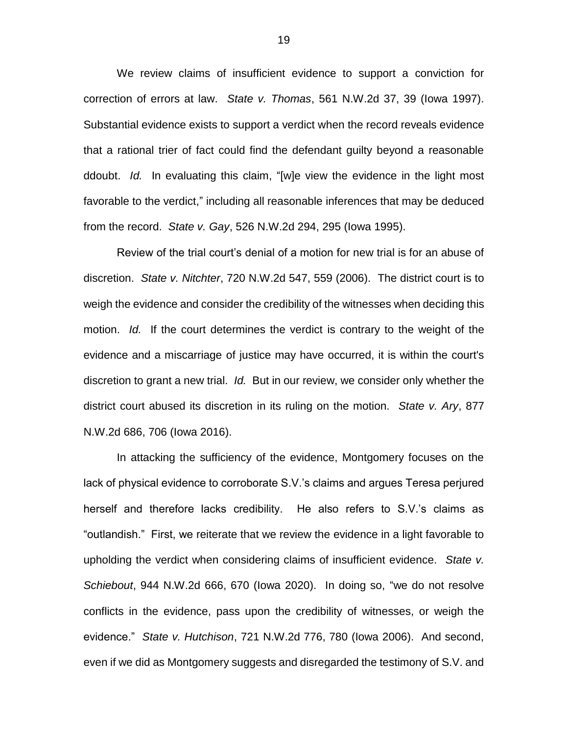We review claims of insufficient evidence to support a conviction for correction of errors at law. *State v. Thomas*, 561 N.W.2d 37, 39 (Iowa 1997). Substantial evidence exists to support a verdict when the record reveals evidence that a rational trier of fact could find the defendant guilty beyond a reasonable ddoubt. *Id.* In evaluating this claim, "[w]e view the evidence in the light most favorable to the verdict," including all reasonable inferences that may be deduced from the record. *State v. Gay*, 526 N.W.2d 294, 295 (Iowa 1995).

Review of the trial court's denial of a motion for new trial is for an abuse of discretion. *State v. Nitchter*, 720 N.W.2d 547, 559 (2006). The district court is to weigh the evidence and consider the credibility of the witnesses when deciding this motion. *Id.* If the court determines the verdict is contrary to the weight of the evidence and a miscarriage of justice may have occurred, it is within the court's discretion to grant a new trial. *Id.* But in our review, we consider only whether the district court abused its discretion in its ruling on the motion. *State v. Ary*, 877 N.W.2d 686, 706 (Iowa 2016).

In attacking the sufficiency of the evidence, Montgomery focuses on the lack of physical evidence to corroborate S.V.'s claims and argues Teresa perjured herself and therefore lacks credibility. He also refers to S.V.'s claims as "outlandish." First, we reiterate that we review the evidence in a light favorable to upholding the verdict when considering claims of insufficient evidence. *State v. Schiebout*, 944 N.W.2d 666, 670 (Iowa 2020). In doing so, "we do not resolve conflicts in the evidence, pass upon the credibility of witnesses, or weigh the evidence." *State v. Hutchison*, 721 N.W.2d 776, 780 (Iowa 2006). And second, even if we did as Montgomery suggests and disregarded the testimony of S.V. and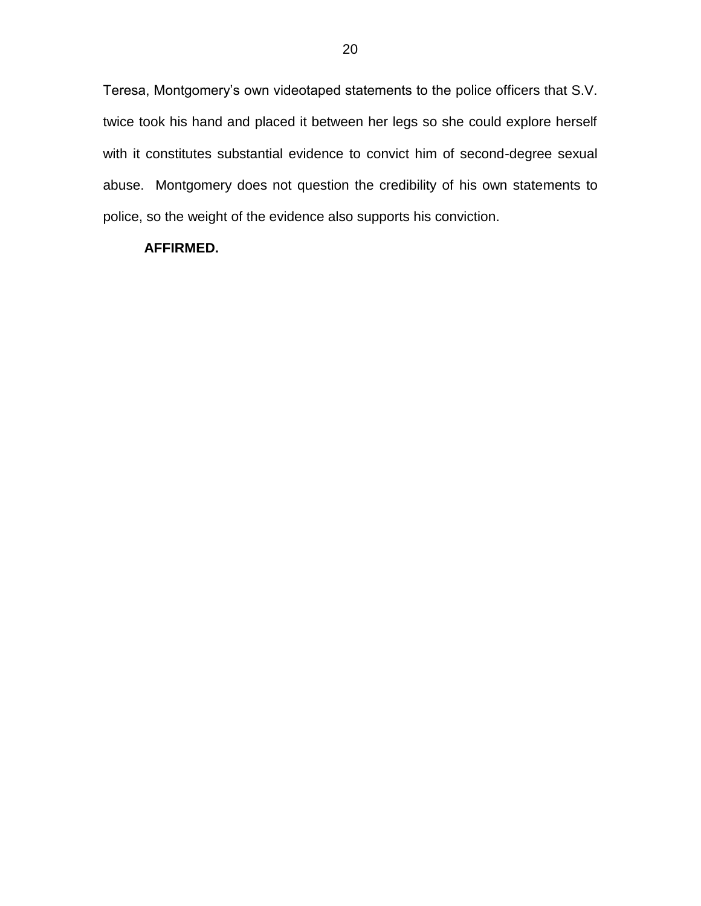Teresa, Montgomery's own videotaped statements to the police officers that S.V. twice took his hand and placed it between her legs so she could explore herself with it constitutes substantial evidence to convict him of second-degree sexual abuse. Montgomery does not question the credibility of his own statements to police, so the weight of the evidence also supports his conviction.

**AFFIRMED.**